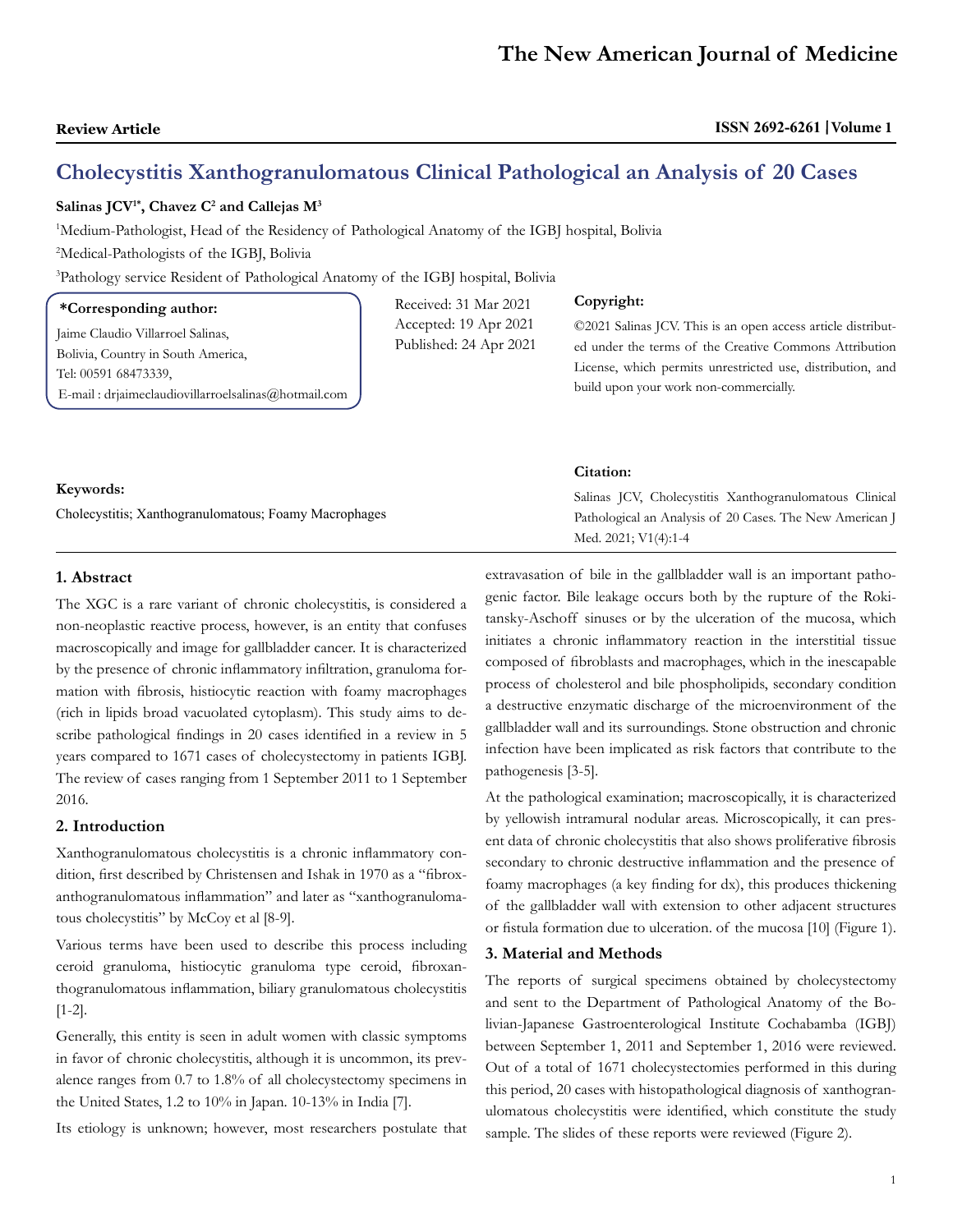**Review Article**

# Cholecystitis Xanthogranulomatous Clinical Pathological an Analysis of 20 Cases

**Salinas JCV[1*], Chavez C[2] and Callejas M[3]**

[1]Medium-Pathologist, Head of the Residency of Pathological Anatomy of the IGBJ hospital, Bolivia

[2]Medical-Pathologists of the IGBJ, Bolivia

[3]Pathology service Resident of Pathological Anatomy of the IGBJ hospital, Bolivia

**\*Corresponding author:**
Jaime Claudio Villarroel Salinas,
Bolivia, Country in South America,
Tel: 00591 68473339,
E-mail : drjaimeclaudiovillarroelsalinas@hotmail.com

Received: 31 Mar 2021
Accepted: 19 Apr 2021
Published: 24 Apr 2021

**Copyright:**

©2021 Salinas JCV. This is an open access article distributed under the terms of the Creative Commons Attribution License, which permits unrestricted use, distribution, and build upon your work non-commercially.

**Citation:**

Salinas JCV, Cholecystitis Xanthogranulomatous Clinical Pathological an Analysis of 20 Cases. The New American J Med. 2021; V1(4):1-4

**Keywords:**

Cholecystitis; Xanthogranulomatous; Foamy Macrophages

## 1. Abstract

The XGC is a rare variant of chronic cholecystitis, is considered a non-neoplastic reactive process, however, is an entity that confuses macroscopically and image for gallbladder cancer. It is characterized by the presence of chronic inflammatory infiltration, granuloma formation with fibrosis, histiocytic reaction with foamy macrophages (rich in lipids broad vacuolated cytoplasm). This study aims to describe pathological findings in 20 cases identified in a review in 5 years compared to 1671 cases of cholecystectomy in patients IGBJ. The review of cases ranging from 1 September 2011 to 1 September 2016.

## 2. Introduction

Xanthogranulomatous cholecystitis is a chronic inflammatory condition, first described by Christensen and Ishak in 1970 as a "fibroxanthogranulomatous inflammation" and later as "xanthogranulomatous cholecystitis" by McCoy et al [8-9].

Various terms have been used to describe this process including ceroid granuloma, histiocytic granuloma type ceroid, fibroxanthogranulomatous inflammation, biliary granulomatous cholecystitis [1-2].

Generally, this entity is seen in adult women with classic symptoms in favor of chronic cholecystitis, although it is uncommon, its prevalence ranges from 0.7 to 1.8% of all cholecystectomy specimens in the United States, 1.2 to 10% in Japan. 10-13% in India [7].

Its etiology is unknown; however, most researchers postulate that extravasation of bile in the gallbladder wall is an important pathogenic factor. Bile leakage occurs both by the rupture of the Rokitansky-Aschoff sinuses or by the ulceration of the mucosa, which initiates a chronic inflammatory reaction in the interstitial tissue composed of fibroblasts and macrophages, which in the inescapable process of cholesterol and bile phospholipids, secondary condition a destructive enzymatic discharge of the microenvironment of the gallbladder wall and its surroundings. Stone obstruction and chronic infection have been implicated as risk factors that contribute to the pathogenesis [3-5].

At the pathological examination; macroscopically, it is characterized by yellowish intramural nodular areas. Microscopically, it can present data of chronic cholecystitis that also shows proliferative fibrosis secondary to chronic destructive inflammation and the presence of foamy macrophages (a key finding for dx), this produces thickening of the gallbladder wall with extension to other adjacent structures or fistula formation due to ulceration. of the mucosa [10] (Figure 1).

## 3. Material and Methods

The reports of surgical specimens obtained by cholecystectomy and sent to the Department of Pathological Anatomy of the Bolivian-Japanese Gastroenterological Institute Cochabamba (IGBJ) between September 1, 2011 and September 1, 2016 were reviewed. Out of a total of 1671 cholecystectomies performed in this during this period, 20 cases with histopathological diagnosis of xanthogranulomatous cholecystitis were identified, which constitute the study sample. The slides of these reports were reviewed (Figure 2).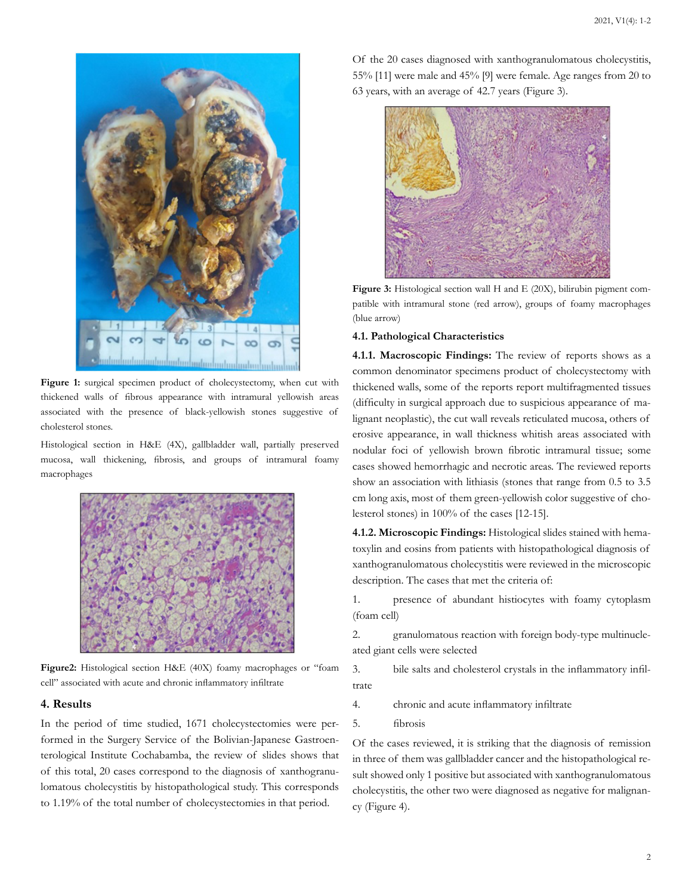**Figure 1:** surgical specimen product of cholecystectomy, when cut with thickened walls of fibrous appearance with intramural yellowish areas associated with the presence of black-yellowish stones suggestive of cholesterol stones.

Histological section in H&E (4X), gallbladder wall, partially preserved mucosa, wall thickening, fibrosis, and groups of intramural foamy macrophages

**Figure2:** Histological section H&E (40X) foamy macrophages or "foam cell" associated with acute and chronic inflammatory infiltrate

## 4. Results

In the period of time studied, 1671 cholecystectomies were performed in the Surgery Service of the Bolivian-Japanese Gastroenterological Institute Cochabamba, the review of slides shows that of this total, 20 cases correspond to the diagnosis of xanthogranulomatous cholecystitis by histopathological study. This corresponds to 1.19% of the total number of cholecystectomies in that period.

Of the 20 cases diagnosed with xanthogranulomatous cholecystitis, 55% [11] were male and 45% [9] were female. Age ranges from 20 to 63 years, with an average of 42.7 years (Figure 3).

**Figure 3:** Histological section wall H and E (20X), bilirubin pigment compatible with intramural stone (red arrow), groups of foamy macrophages (blue arrow)

### 4.1. Pathological Characteristics

**4.1.1. Macroscopic Findings:** The review of reports shows as a common denominator specimens product of cholecystectomy with thickened walls, some of the reports report multifragmented tissues (difficulty in surgical approach due to suspicious appearance of malignant neoplastic), the cut wall reveals reticulated mucosa, others of erosive appearance, in wall thickness whitish areas associated with nodular foci of yellowish brown fibrotic intramural tissue; some cases showed hemorrhagic and necrotic areas. The reviewed reports show an association with lithiasis (stones that range from 0.5 to 3.5 cm long axis, most of them green-yellowish color suggestive of cholesterol stones) in 100% of the cases [12-15].

**4.1.2. Microscopic Findings:** Histological slides stained with hematoxylin and eosins from patients with histopathological diagnosis of xanthogranulomatous cholecystitis were reviewed in the microscopic description. The cases that met the criteria of:

1. presence of abundant histiocytes with foamy cytoplasm (foam cell)
2. granulomatous reaction with foreign body-type multinucleated giant cells were selected
3. bile salts and cholesterol crystals in the inflammatory infiltrate
4. chronic and acute inflammatory infiltrate
5. fibrosis

Of the cases reviewed, it is striking that the diagnosis of remission in three of them was gallbladder cancer and the histopathological result showed only 1 positive but associated with xanthogranulomatous cholecystitis, the other two were diagnosed as negative for malignancy (Figure 4).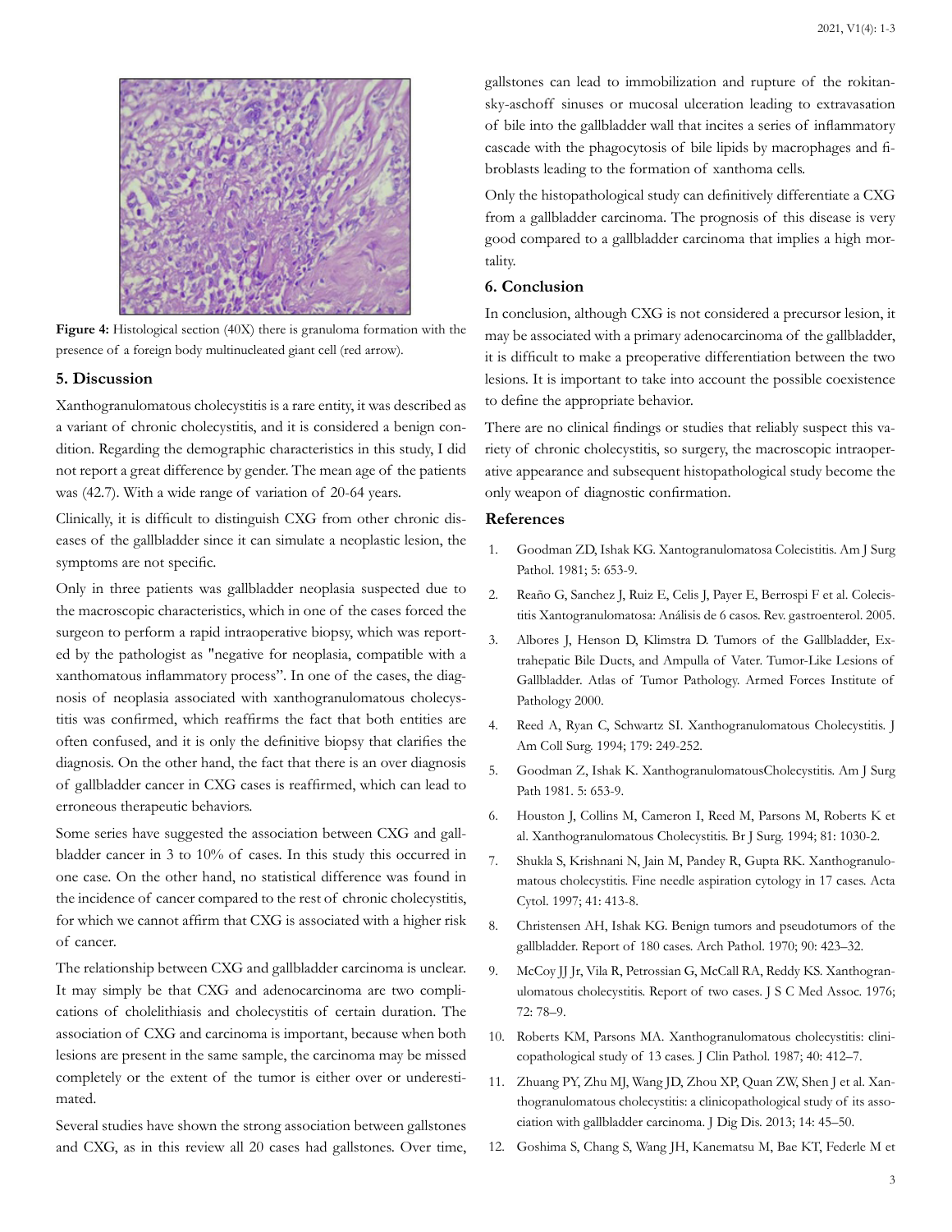Figure 4: Histological section (40X) there is granuloma formation with the presence of a foreign body multinucleated giant cell (red arrow).

## 5. Discussion

Xanthogranulomatous cholecystitis is a rare entity, it was described as a variant of chronic cholecystitis, and it is considered a benign condition. Regarding the demographic characteristics in this study, I did not report a great difference by gender. The mean age of the patients was (42.7). With a wide range of variation of 20-64 years.

Clinically, it is difficult to distinguish CXG from other chronic diseases of the gallbladder since it can simulate a neoplastic lesion, the symptoms are not specific.

Only in three patients was gallbladder neoplasia suspected due to the macroscopic characteristics, which in one of the cases forced the surgeon to perform a rapid intraoperative biopsy, which was reported by the pathologist as "negative for neoplasia, compatible with a xanthomatous inflammatory process". In one of the cases, the diagnosis of neoplasia associated with xanthogranulomatous cholecystitis was confirmed, which reaffirms the fact that both entities are often confused, and it is only the definitive biopsy that clarifies the diagnosis. On the other hand, the fact that there is an over diagnosis of gallbladder cancer in CXG cases is reaffirmed, which can lead to erroneous therapeutic behaviors.

Some series have suggested the association between CXG and gallbladder cancer in 3 to 10% of cases. In this study this occurred in one case. On the other hand, no statistical difference was found in the incidence of cancer compared to the rest of chronic cholecystitis, for which we cannot affirm that CXG is associated with a higher risk of cancer.

The relationship between CXG and gallbladder carcinoma is unclear. It may simply be that CXG and adenocarcinoma are two complications of cholelithiasis and cholecystitis of certain duration. The association of CXG and carcinoma is important, because when both lesions are present in the same sample, the carcinoma may be missed completely or the extent of the tumor is either over or underestimated.

Several studies have shown the strong association between gallstones and CXG, as in this review all 20 cases had gallstones. Over time, gallstones can lead to immobilization and rupture of the rokitansky-aschoff sinuses or mucosal ulceration leading to extravasation of bile into the gallbladder wall that incites a series of inflammatory cascade with the phagocytosis of bile lipids by macrophages and fibroblasts leading to the formation of xanthoma cells.

Only the histopathological study can definitively differentiate a CXG from a gallbladder carcinoma. The prognosis of this disease is very good compared to a gallbladder carcinoma that implies a high mortality.

## 6. Conclusion

In conclusion, although CXG is not considered a precursor lesion, it may be associated with a primary adenocarcinoma of the gallbladder, it is difficult to make a preoperative differentiation between the two lesions. It is important to take into account the possible coexistence to define the appropriate behavior.

There are no clinical findings or studies that reliably suspect this variety of chronic cholecystitis, so surgery, the macroscopic intraoperative appearance and subsequent histopathological study become the only weapon of diagnostic confirmation.

## References

1. Goodman ZD, Ishak KG. Xantogranulomatosa Colecistitis. Am J Surg Pathol. 1981; 5: 653-9.
2. Reaño G, Sanchez J, Ruiz E, Celis J, Payer E, Berrospi F et al. Colecistitis Xantogranulomatosa: Análisis de 6 casos. Rev. gastroenterol. 2005.
3. Albores J, Henson D, Klimstra D. Tumors of the Gallbladder, Extrahepatic Bile Ducts, and Ampulla of Vater. Tumor-Like Lesions of Gallbladder. Atlas of Tumor Pathology. Armed Forces Institute of Pathology 2000.
4. Reed A, Ryan C, Schwartz SI. Xanthogranulomatous Cholecystitis. J Am Coll Surg. 1994; 179: 249-252.
5. Goodman Z, Ishak K. XanthogranulomatousCholecystitis. Am J Surg Path 1981. 5: 653-9.
6. Houston J, Collins M, Cameron I, Reed M, Parsons M, Roberts K et al. Xanthogranulomatous Cholecystitis. Br J Surg. 1994; 81: 1030-2.
7. Shukla S, Krishnani N, Jain M, Pandey R, Gupta RK. Xanthogranulomatous cholecystitis. Fine needle aspiration cytology in 17 cases. Acta Cytol. 1997; 41: 413-8.
8. Christensen AH, Ishak KG. Benign tumors and pseudotumors of the gallbladder. Report of 180 cases. Arch Pathol. 1970; 90: 423–32.
9. McCoy JJ Jr, Vila R, Petrossian G, McCall RA, Reddy KS. Xanthogranulomatous cholecystitis. Report of two cases. J S C Med Assoc. 1976; 72: 78–9.
10. Roberts KM, Parsons MA. Xanthogranulomatous cholecystitis: clinicopathological study of 13 cases. J Clin Pathol. 1987; 40: 412–7.
11. Zhuang PY, Zhu MJ, Wang JD, Zhou XP, Quan ZW, Shen J et al. Xanthogranulomatous cholecystitis: a clinicopathological study of its association with gallbladder carcinoma. J Dig Dis. 2013; 14: 45–50.
12. Goshima S, Chang S, Wang JH, Kanematsu M, Bae KT, Federle M et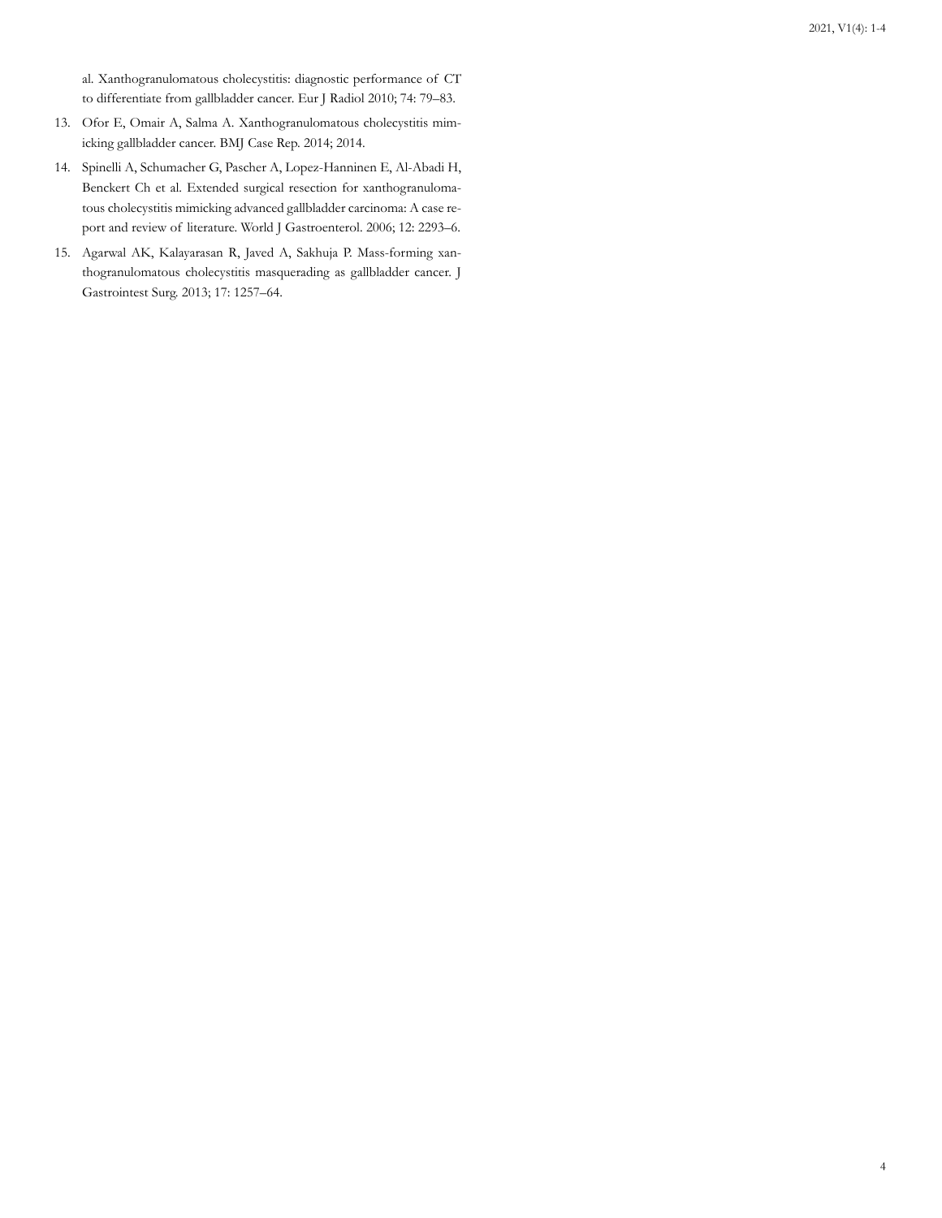al. Xanthogranulomatous cholecystitis: diagnostic performance of CT to differentiate from gallbladder cancer. Eur J Radiol 2010; 74: 79–83.

13. Ofor E, Omair A, Salma A. Xanthogranulomatous cholecystitis mimicking gallbladder cancer. BMJ Case Rep. 2014; 2014.
14. Spinelli A, Schumacher G, Pascher A, Lopez-Hanninen E, Al-Abadi H, Benckert Ch et al. Extended surgical resection for xanthogranulomatous cholecystitis mimicking advanced gallbladder carcinoma: A case report and review of literature. World J Gastroenterol. 2006; 12: 2293–6.
15. Agarwal AK, Kalayarasan R, Javed A, Sakhuja P. Mass-forming xanthogranulomatous cholecystitis masquerading as gallbladder cancer. J Gastrointest Surg. 2013; 17: 1257–64.